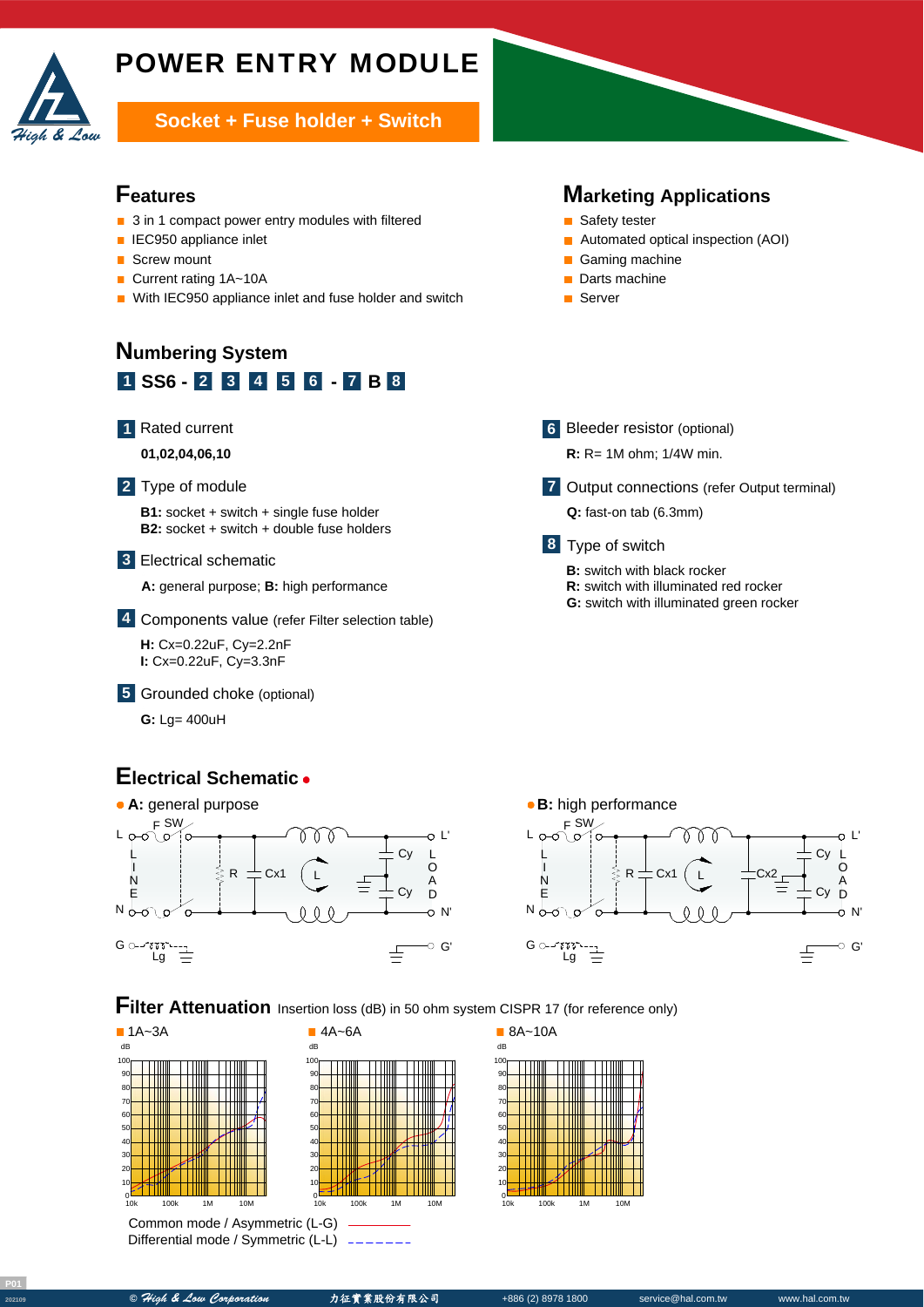# POWER ENTRY MODULE

**Socket + Fuse holder + Switch**

## Features

- 3 in 1 compact power entry modules with filtered
- IEC950 appliance inlet
- Screw mount
- Current rating 1A~10A
- With IEC950 appliance inlet and fuse holder and switch

## Marketing Applications

- Safety tester
- Automated optical inspection (AOI)
- Gaming machine
- Darts machine
- Server

## Numbering System

**1 SS6 - 2 3 4 5 6 - 7 B 8**

**1** Rated current

**01,02,04,06,10**

**2** Type of module

**B1:** socket + switch + single fuse holder
**B2:** socket + switch + double fuse holders

**3** Electrical schematic

**A:** general purpose; **B:** high performance

**4** Components value (refer Filter selection table)

**H:** Cx=0.22uF, Cy=2.2nF
**I:** Cx=0.22uF, Cy=3.3nF

**5** Grounded choke (optional)

**G:** Lg= 400uH

**6** Bleeder resistor (optional)

**R:** R= 1M ohm; 1/4W min.

**7** Output connections (refer Output terminal)

**Q:** fast-on tab (6.3mm)

**8** Type of switch

**B:** switch with black rocker
**R:** switch with illuminated red rocker
**G:** switch with illuminated green rocker

## Electrical Schematic

- **A:** general purpose
- **B:** high performance

## Filter Attenuation

Insertion loss (dB) in 50 ohm system CISPR 17 (for reference only)

- 1A~3A
- 4A~6A
- 8A~10A

Common mode / Asymmetric (L-G)
Differential mode / Symmetric (L-L)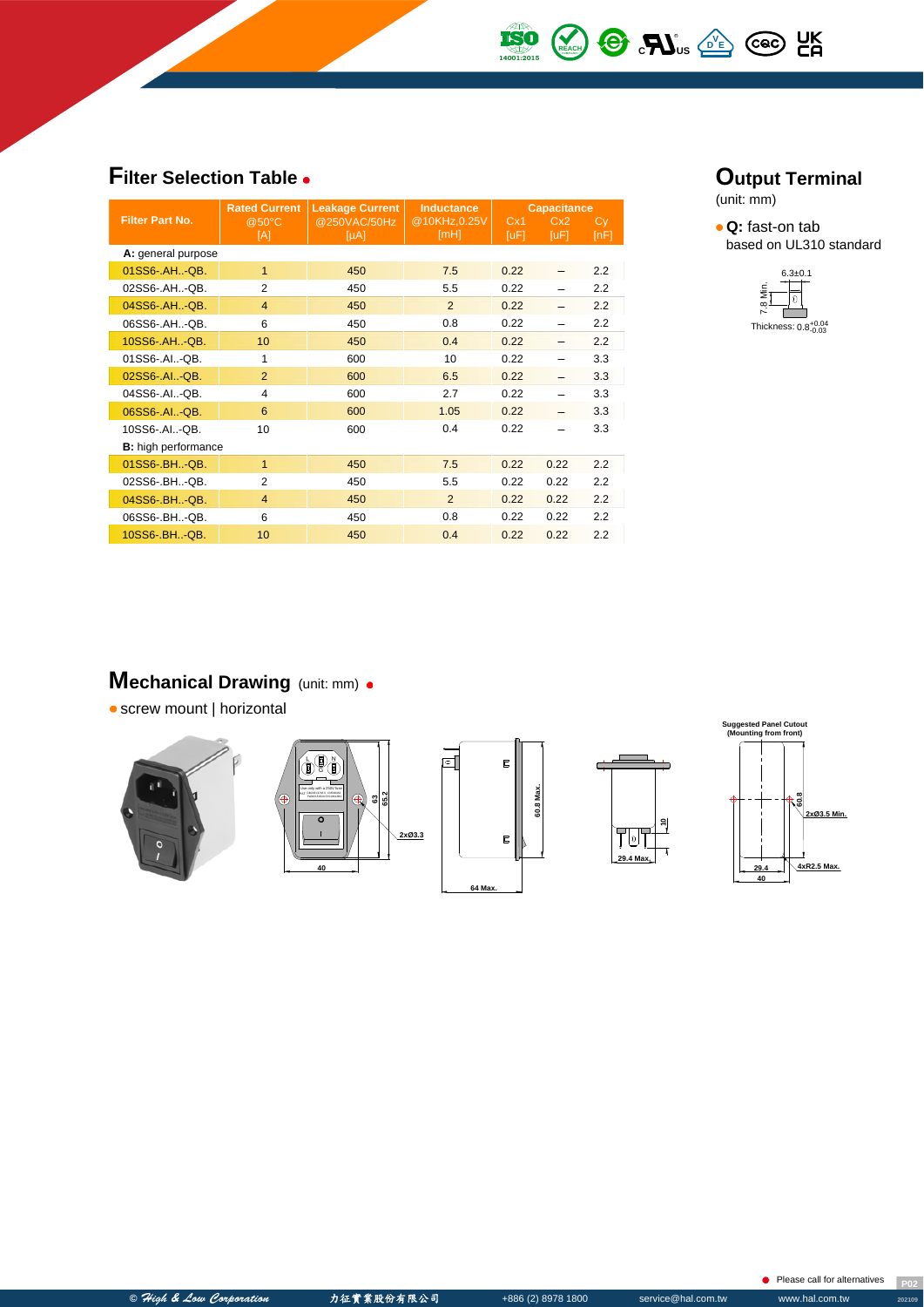## Filter Selection Table

| Filter Part No. | Rated Current @50°C [A] | Leakage Current @250VAC/50Hz [μA] | Inductance @10KHz,0.25V [mH] | Capacitance Cx1 [uF] | Cx2 [uF] | Cy [nF] |
|---|---|---|---|---|---|---|
| **A:** general purpose | | | | | | |
| 01SS6-.AH..-QB. | 1 | 450 | 7.5 | 0.22 | – | 2.2 |
| 02SS6-.AH..-QB. | 2 | 450 | 5.5 | 0.22 | – | 2.2 |
| 04SS6-.AH..-QB. | 4 | 450 | 2 | 0.22 | – | 2.2 |
| 06SS6-.AH..-QB. | 6 | 450 | 0.8 | 0.22 | – | 2.2 |
| 10SS6-.AH..-QB. | 10 | 450 | 0.4 | 0.22 | – | 2.2 |
| 01SS6-.AI..-QB. | 1 | 600 | 10 | 0.22 | – | 3.3 |
| 02SS6-.AI..-QB. | 2 | 600 | 6.5 | 0.22 | – | 3.3 |
| 04SS6-.AI..-QB. | 4 | 600 | 2.7 | 0.22 | – | 3.3 |
| 06SS6-.AI..-QB. | 6 | 600 | 1.05 | 0.22 | – | 3.3 |
| 10SS6-.AI..-QB. | 10 | 600 | 0.4 | 0.22 | – | 3.3 |
| **B:** high performance | | | | | | |
| 01SS6-.BH..-QB. | 1 | 450 | 7.5 | 0.22 | 0.22 | 2.2 |
| 02SS6-.BH..-QB. | 2 | 450 | 5.5 | 0.22 | 0.22 | 2.2 |
| 04SS6-.BH..-QB. | 4 | 450 | 2 | 0.22 | 0.22 | 2.2 |
| 06SS6-.BH..-QB. | 6 | 450 | 0.8 | 0.22 | 0.22 | 2.2 |
| 10SS6-.BH..-QB. | 10 | 450 | 0.4 | 0.22 | 0.22 | 2.2 |

## Output Terminal

(unit: mm)

- **Q:** fast-on tab based on UL310 standard

6.3±0.1

7.8 Min.

Thickness: $0.8^{+0.04}_{-0.03}$

## Mechanical Drawing (unit: mm)

- screw mount | horizontal

65.2

63

2xØ3.3

40

60.8 Max.

64 Max.

10

29.4 Max.

Suggested Panel Cutout (Mounting from front)

60.8

2xØ3.5 Min.

29.4

40

4xR2.5 Max.

Please call for alternatives